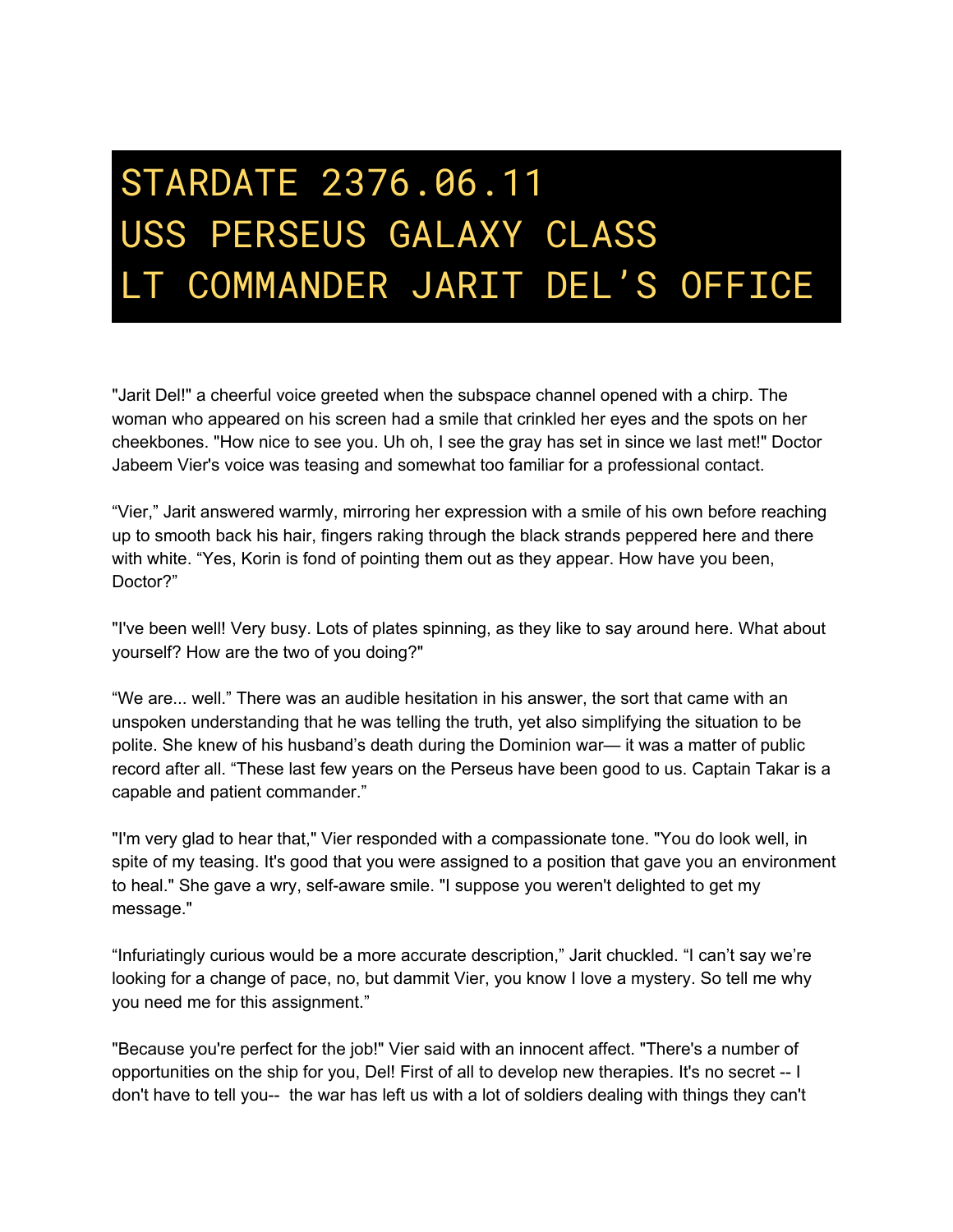# STARDATE 2376.06.11
# USS PERSEUS GALAXY CLASS
# LT COMMANDER JARIT DEL'S OFFICE

"Jarit Del!" a cheerful voice greeted when the subspace channel opened with a chirp. The woman who appeared on his screen had a smile that crinkled her eyes and the spots on her cheekbones. "How nice to see you. Uh oh, I see the gray has set in since we last met!" Doctor Jabeem Vier's voice was teasing and somewhat too familiar for a professional contact.

"Vier," Jarit answered warmly, mirroring her expression with a smile of his own before reaching up to smooth back his hair, fingers raking through the black strands peppered here and there with white. "Yes, Korin is fond of pointing them out as they appear. How have you been, Doctor?"

"I've been well! Very busy. Lots of plates spinning, as they like to say around here. What about yourself? How are the two of you doing?"

"We are... well." There was an audible hesitation in his answer, the sort that came with an unspoken understanding that he was telling the truth, yet also simplifying the situation to be polite. She knew of his husband's death during the Dominion war— it was a matter of public record after all. "These last few years on the Perseus have been good to us. Captain Takar is a capable and patient commander."

"I'm very glad to hear that," Vier responded with a compassionate tone. "You do look well, in spite of my teasing. It's good that you were assigned to a position that gave you an environment to heal." She gave a wry, self-aware smile. "I suppose you weren't delighted to get my message."

"Infuriatingly curious would be a more accurate description," Jarit chuckled. "I can't say we're looking for a change of pace, no, but dammit Vier, you know I love a mystery. So tell me why you need me for this assignment."

"Because you're perfect for the job!" Vier said with an innocent affect. "There's a number of opportunities on the ship for you, Del! First of all to develop new therapies. It's no secret -- I don't have to tell you-- the war has left us with a lot of soldiers dealing with things they can't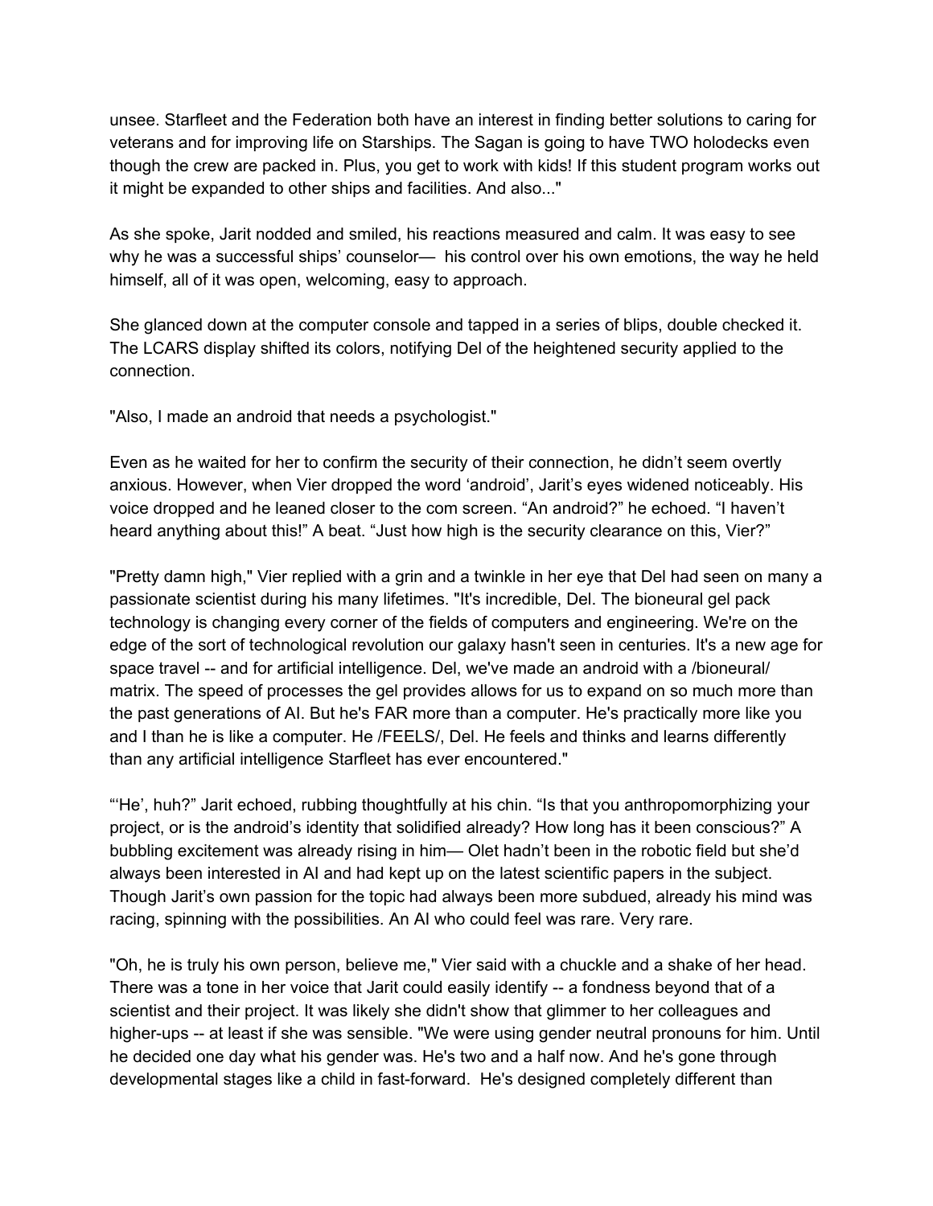unsee. Starfleet and the Federation both have an interest in finding better solutions to caring for veterans and for improving life on Starships. The Sagan is going to have TWO holodecks even though the crew are packed in. Plus, you get to work with kids! If this student program works out it might be expanded to other ships and facilities. And also..."

As she spoke, Jarit nodded and smiled, his reactions measured and calm. It was easy to see why he was a successful ships' counselor— his control over his own emotions, the way he held himself, all of it was open, welcoming, easy to approach.

She glanced down at the computer console and tapped in a series of blips, double checked it. The LCARS display shifted its colors, notifying Del of the heightened security applied to the connection.

"Also, I made an android that needs a psychologist."

Even as he waited for her to confirm the security of their connection, he didn't seem overtly anxious. However, when Vier dropped the word 'android', Jarit's eyes widened noticeably. His voice dropped and he leaned closer to the com screen. "An android?" he echoed. "I haven't heard anything about this!" A beat. "Just how high is the security clearance on this, Vier?"

"Pretty damn high," Vier replied with a grin and a twinkle in her eye that Del had seen on many a passionate scientist during his many lifetimes. "It's incredible, Del. The bioneural gel pack technology is changing every corner of the fields of computers and engineering. We're on the edge of the sort of technological revolution our galaxy hasn't seen in centuries. It's a new age for space travel -- and for artificial intelligence. Del, we've made an android with a /bioneural/ matrix. The speed of processes the gel provides allows for us to expand on so much more than the past generations of AI. But he's FAR more than a computer. He's practically more like you and I than he is like a computer. He /FEELS/, Del. He feels and thinks and learns differently than any artificial intelligence Starfleet has ever encountered."

"'He', huh?" Jarit echoed, rubbing thoughtfully at his chin. "Is that you anthropomorphizing your project, or is the android's identity that solidified already? How long has it been conscious?" A bubbling excitement was already rising in him— Olet hadn't been in the robotic field but she'd always been interested in AI and had kept up on the latest scientific papers in the subject. Though Jarit's own passion for the topic had always been more subdued, already his mind was racing, spinning with the possibilities. An AI who could feel was rare. Very rare.

"Oh, he is truly his own person, believe me," Vier said with a chuckle and a shake of her head. There was a tone in her voice that Jarit could easily identify -- a fondness beyond that of a scientist and their project. It was likely she didn't show that glimmer to her colleagues and higher-ups -- at least if she was sensible. "We were using gender neutral pronouns for him. Until he decided one day what his gender was. He's two and a half now. And he's gone through developmental stages like a child in fast-forward. He's designed completely different than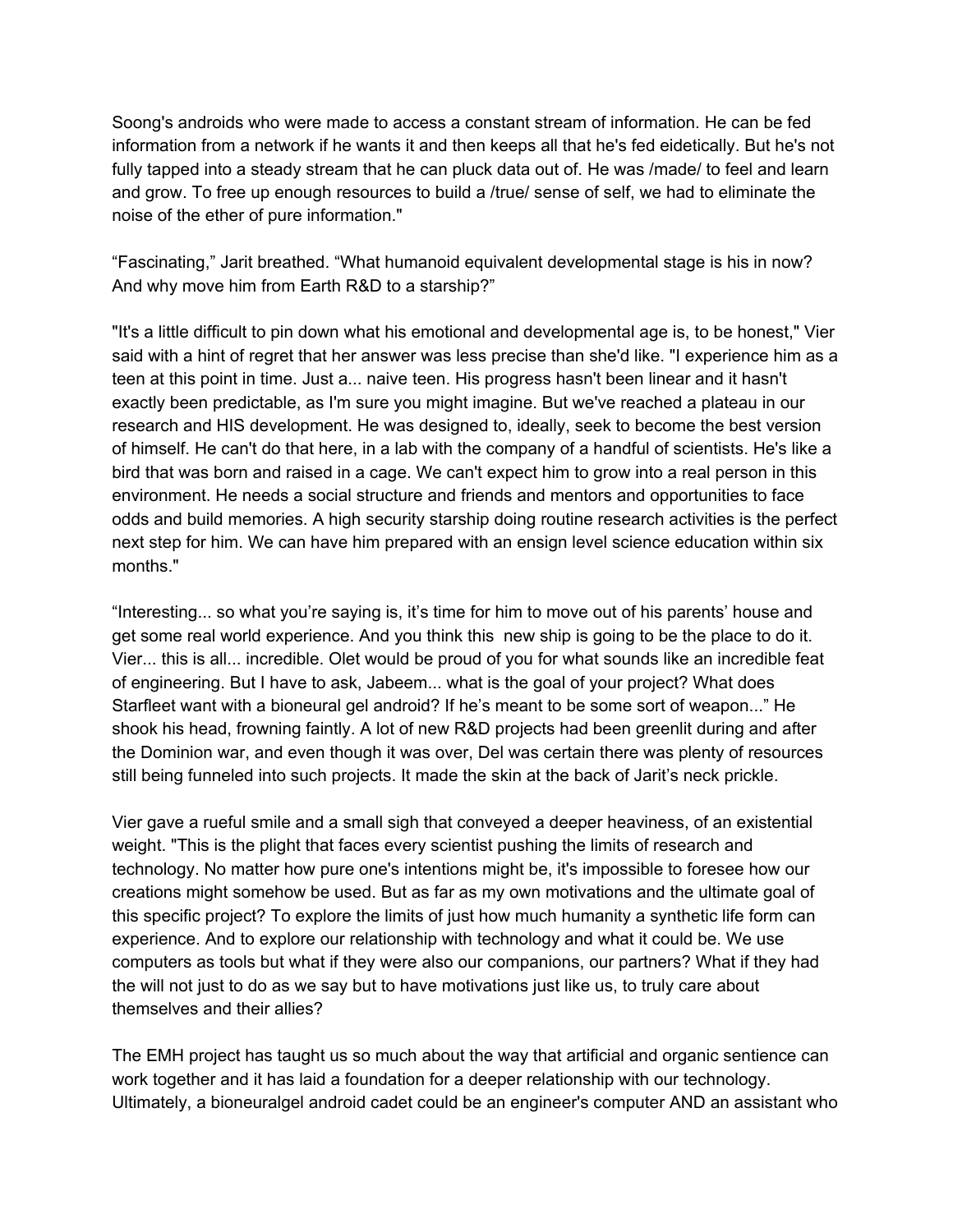Soong's androids who were made to access a constant stream of information. He can be fed information from a network if he wants it and then keeps all that he's fed eidetically. But he's not fully tapped into a steady stream that he can pluck data out of. He was /made/ to feel and learn and grow. To free up enough resources to build a /true/ sense of self, we had to eliminate the noise of the ether of pure information."

“Fascinating,” Jarit breathed. “What humanoid equivalent developmental stage is his in now? And why move him from Earth R&D to a starship?”

"It's a little difficult to pin down what his emotional and developmental age is, to be honest," Vier said with a hint of regret that her answer was less precise than she'd like. "I experience him as a teen at this point in time. Just a... naive teen. His progress hasn't been linear and it hasn't exactly been predictable, as I'm sure you might imagine. But we've reached a plateau in our research and HIS development. He was designed to, ideally, seek to become the best version of himself. He can't do that here, in a lab with the company of a handful of scientists. He's like a bird that was born and raised in a cage. We can't expect him to grow into a real person in this environment. He needs a social structure and friends and mentors and opportunities to face odds and build memories. A high security starship doing routine research activities is the perfect next step for him. We can have him prepared with an ensign level science education within six months."

“Interesting... so what you’re saying is, it’s time for him to move out of his parents’ house and get some real world experience. And you think this new ship is going to be the place to do it. Vier... this is all... incredible. Olet would be proud of you for what sounds like an incredible feat of engineering. But I have to ask, Jabeem... what is the goal of your project? What does Starfleet want with a bioneural gel android? If he’s meant to be some sort of weapon...” He shook his head, frowning faintly. A lot of new R&D projects had been greenlit during and after the Dominion war, and even though it was over, Del was certain there was plenty of resources still being funneled into such projects. It made the skin at the back of Jarit’s neck prickle.

Vier gave a rueful smile and a small sigh that conveyed a deeper heaviness, of an existential weight. "This is the plight that faces every scientist pushing the limits of research and technology. No matter how pure one's intentions might be, it's impossible to foresee how our creations might somehow be used. But as far as my own motivations and the ultimate goal of this specific project? To explore the limits of just how much humanity a synthetic life form can experience. And to explore our relationship with technology and what it could be. We use computers as tools but what if they were also our companions, our partners? What if they had the will not just to do as we say but to have motivations just like us, to truly care about themselves and their allies?

The EMH project has taught us so much about the way that artificial and organic sentience can work together and it has laid a foundation for a deeper relationship with our technology. Ultimately, a bioneuralgel android cadet could be an engineer's computer AND an assistant who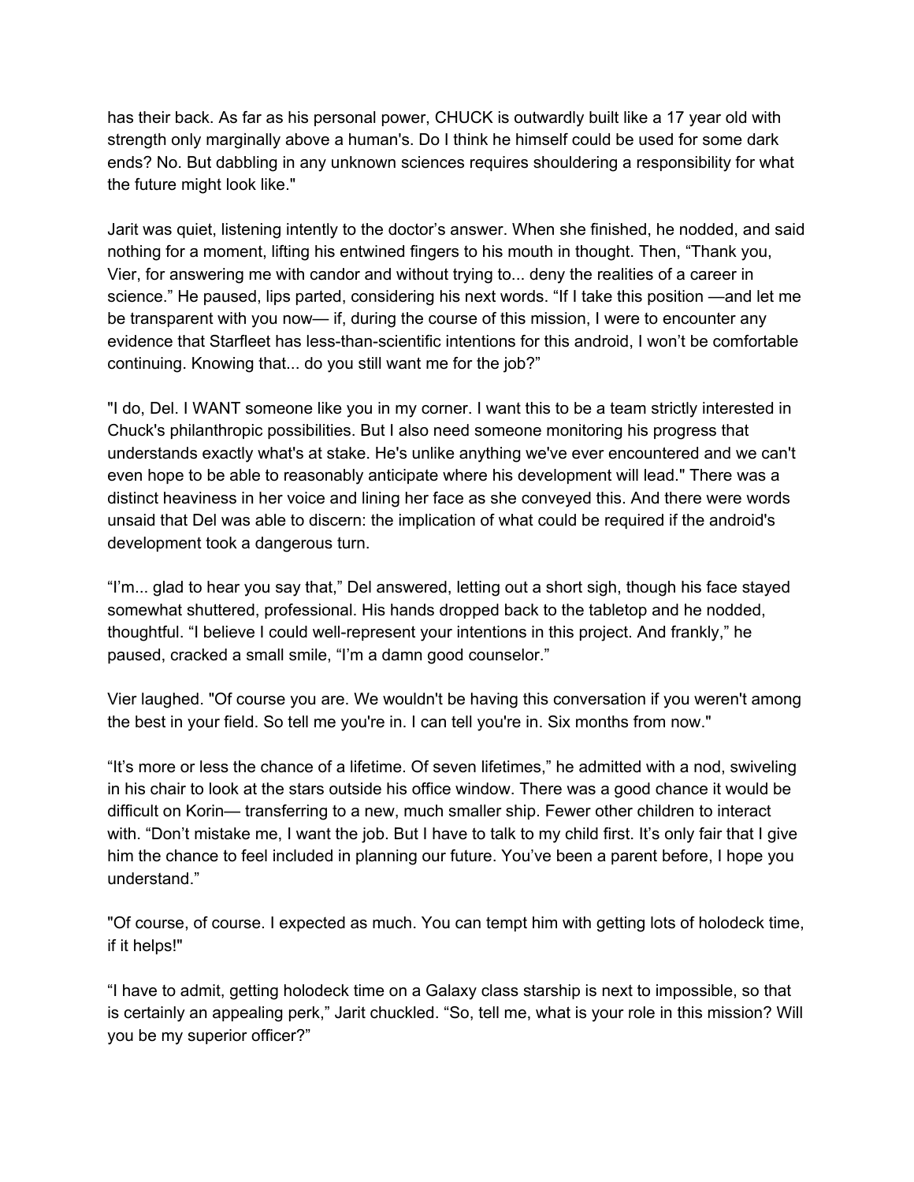has their back. As far as his personal power, CHUCK is outwardly built like a 17 year old with strength only marginally above a human's. Do I think he himself could be used for some dark ends? No. But dabbling in any unknown sciences requires shouldering a responsibility for what the future might look like."

Jarit was quiet, listening intently to the doctor's answer. When she finished, he nodded, and said nothing for a moment, lifting his entwined fingers to his mouth in thought. Then, "Thank you, Vier, for answering me with candor and without trying to... deny the realities of a career in science." He paused, lips parted, considering his next words. "If I take this position —and let me be transparent with you now— if, during the course of this mission, I were to encounter any evidence that Starfleet has less-than-scientific intentions for this android, I won't be comfortable continuing. Knowing that... do you still want me for the job?"

"I do, Del. I WANT someone like you in my corner. I want this to be a team strictly interested in Chuck's philanthropic possibilities. But I also need someone monitoring his progress that understands exactly what's at stake. He's unlike anything we've ever encountered and we can't even hope to be able to reasonably anticipate where his development will lead." There was a distinct heaviness in her voice and lining her face as she conveyed this. And there were words unsaid that Del was able to discern: the implication of what could be required if the android's development took a dangerous turn.

"I'm... glad to hear you say that," Del answered, letting out a short sigh, though his face stayed somewhat shuttered, professional. His hands dropped back to the tabletop and he nodded, thoughtful. "I believe I could well-represent your intentions in this project. And frankly," he paused, cracked a small smile, "I'm a damn good counselor."

Vier laughed. "Of course you are. We wouldn't be having this conversation if you weren't among the best in your field. So tell me you're in. I can tell you're in. Six months from now."

"It's more or less the chance of a lifetime. Of seven lifetimes," he admitted with a nod, swiveling in his chair to look at the stars outside his office window. There was a good chance it would be difficult on Korin— transferring to a new, much smaller ship. Fewer other children to interact with. "Don't mistake me, I want the job. But I have to talk to my child first. It's only fair that I give him the chance to feel included in planning our future. You've been a parent before, I hope you understand."

"Of course, of course. I expected as much. You can tempt him with getting lots of holodeck time, if it helps!"

"I have to admit, getting holodeck time on a Galaxy class starship is next to impossible, so that is certainly an appealing perk," Jarit chuckled. "So, tell me, what is your role in this mission? Will you be my superior officer?"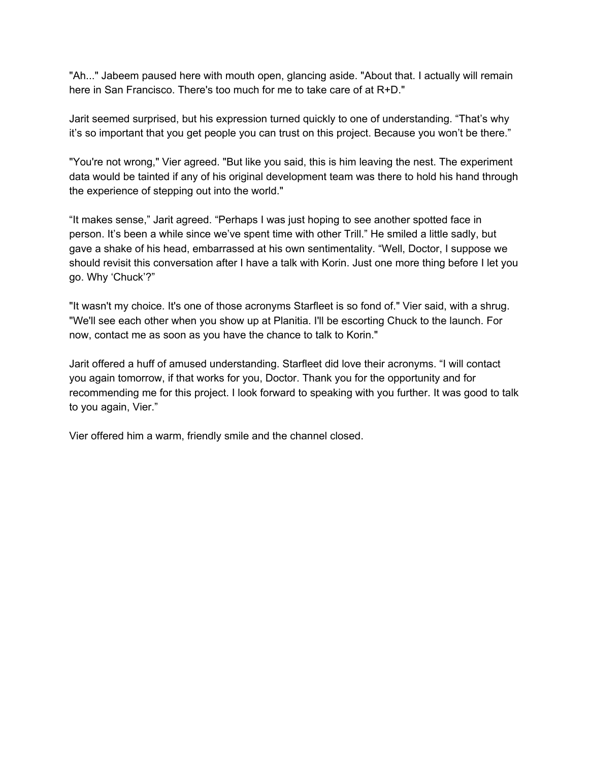"Ah..." Jabeem paused here with mouth open, glancing aside. "About that. I actually will remain here in San Francisco. There's too much for me to take care of at R+D."

Jarit seemed surprised, but his expression turned quickly to one of understanding. “That’s why it’s so important that you get people you can trust on this project. Because you won’t be there.”

"You're not wrong," Vier agreed. "But like you said, this is him leaving the nest. The experiment data would be tainted if any of his original development team was there to hold his hand through the experience of stepping out into the world."

“It makes sense,” Jarit agreed. “Perhaps I was just hoping to see another spotted face in person. It’s been a while since we’ve spent time with other Trill.” He smiled a little sadly, but gave a shake of his head, embarrassed at his own sentimentality. “Well, Doctor, I suppose we should revisit this conversation after I have a talk with Korin. Just one more thing before I let you go. Why ‘Chuck’?”

"It wasn't my choice. It's one of those acronyms Starfleet is so fond of." Vier said, with a shrug. "We'll see each other when you show up at Planitia. I'll be escorting Chuck to the launch. For now, contact me as soon as you have the chance to talk to Korin."

Jarit offered a huff of amused understanding. Starfleet did love their acronyms. “I will contact you again tomorrow, if that works for you, Doctor. Thank you for the opportunity and for recommending me for this project. I look forward to speaking with you further. It was good to talk to you again, Vier.”

Vier offered him a warm, friendly smile and the channel closed.